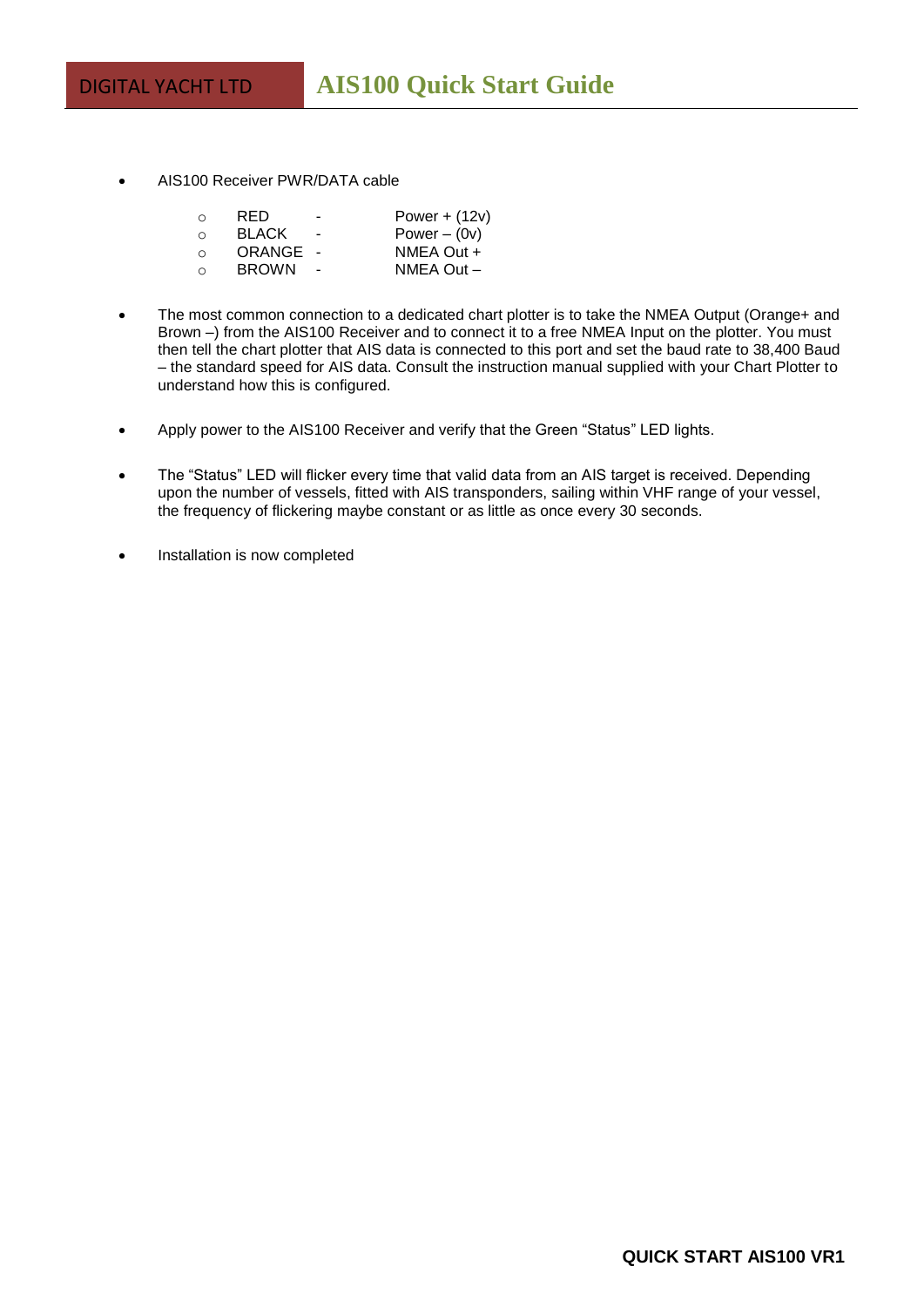- AIS100 Receiver PWR/DATA cable

  - RED - Power + (12v)
  - BLACK - Power – (0v)
  - ORANGE - NMEA Out +
  - BROWN - NMEA Out –

- The most common connection to a dedicated chart plotter is to take the NMEA Output (Orange+ and Brown –) from the AIS100 Receiver and to connect it to a free NMEA Input on the plotter. You must then tell the chart plotter that AIS data is connected to this port and set the baud rate to 38,400 Baud – the standard speed for AIS data. Consult the instruction manual supplied with your Chart Plotter to understand how this is configured.

- Apply power to the AIS100 Receiver and verify that the Green "Status" LED lights.

- The "Status" LED will flicker every time that valid data from an AIS target is received. Depending upon the number of vessels, fitted with AIS transponders, sailing within VHF range of your vessel, the frequency of flickering maybe constant or as little as once every 30 seconds.

- Installation is now completed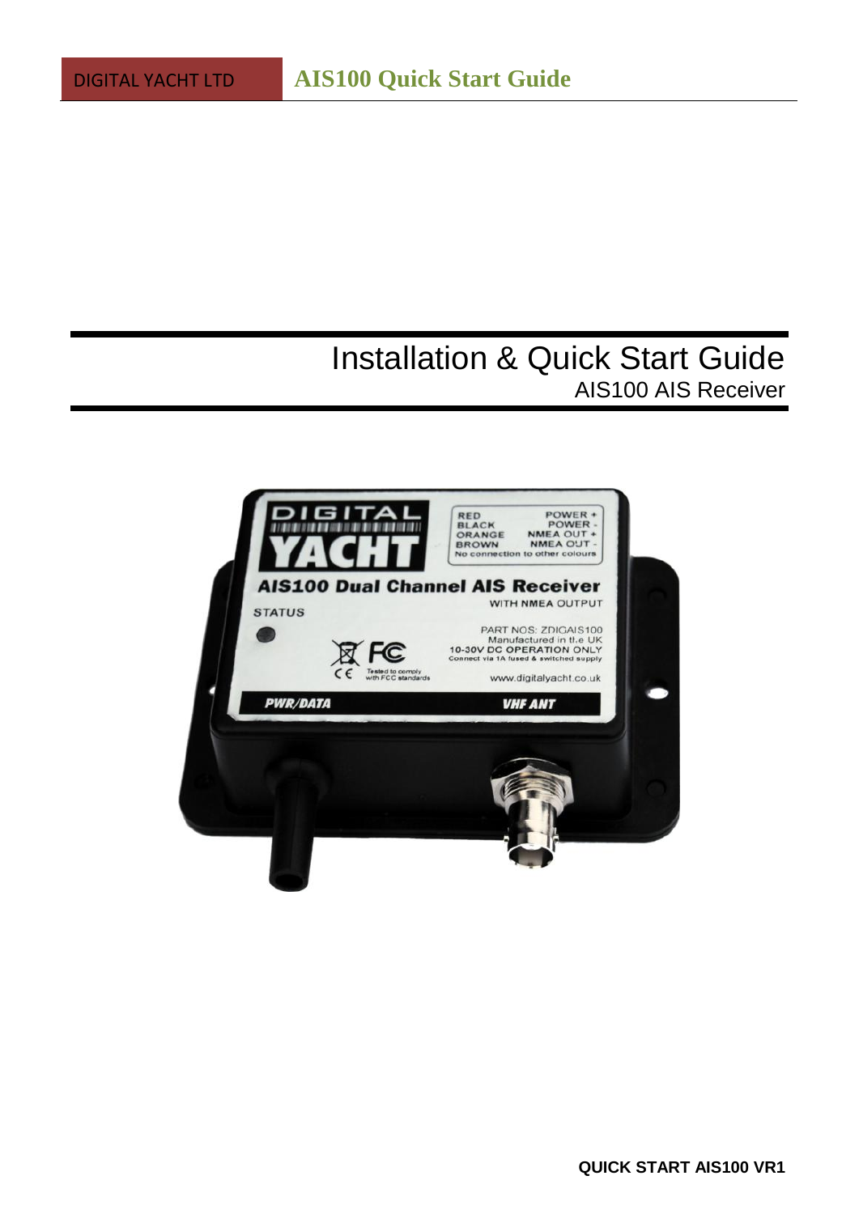# Installation & Quick Start Guide

## AIS100 AIS Receiver

QUICK START AIS100 VR1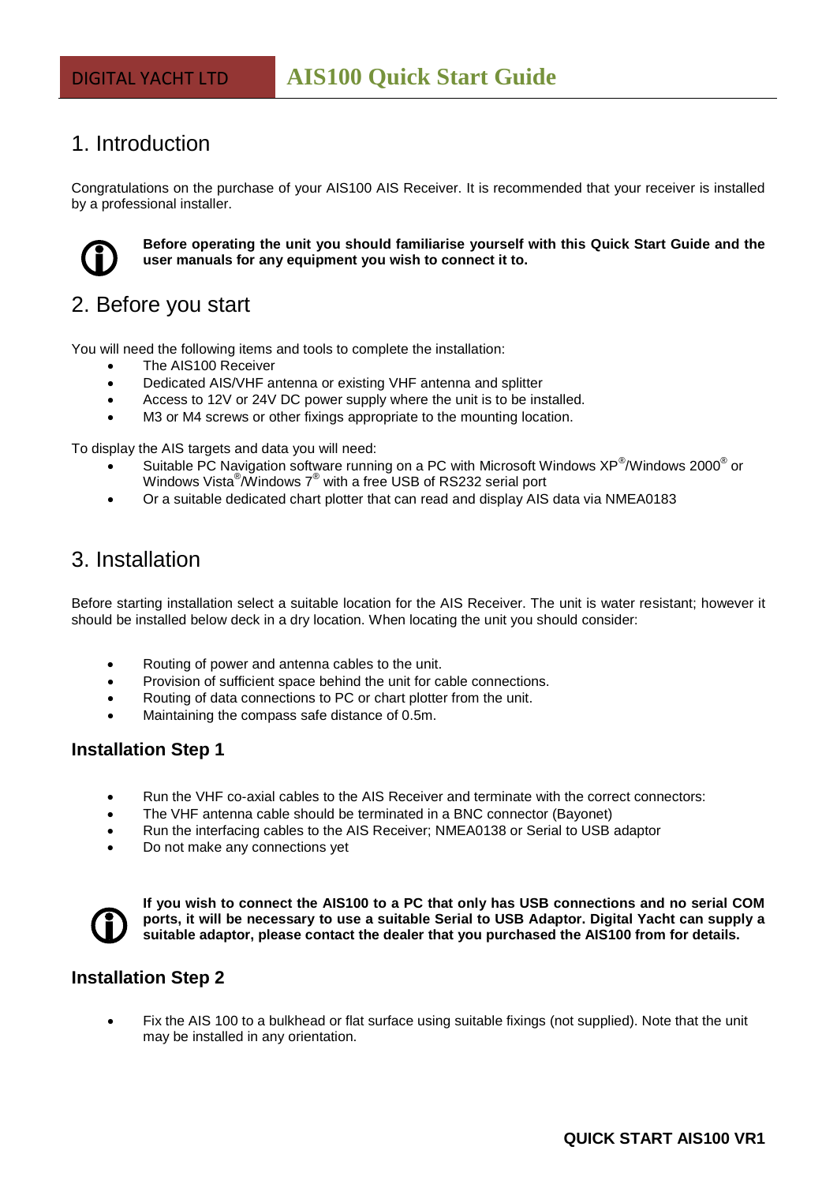# 1. Introduction

Congratulations on the purchase of your AIS100 AIS Receiver. It is recommended that your receiver is installed by a professional installer.

**Before operating the unit you should familiarise yourself with this Quick Start Guide and the user manuals for any equipment you wish to connect it to.**

# 2. Before you start

You will need the following items and tools to complete the installation:

- The AIS100 Receiver
- Dedicated AIS/VHF antenna or existing VHF antenna and splitter
- Access to 12V or 24V DC power supply where the unit is to be installed.
- M3 or M4 screws or other fixings appropriate to the mounting location.

To display the AIS targets and data you will need:

- Suitable PC Navigation software running on a PC with Microsoft Windows XP®/Windows 2000® or Windows Vista®/Windows 7® with a free USB of RS232 serial port
- Or a suitable dedicated chart plotter that can read and display AIS data via NMEA0183

# 3. Installation

Before starting installation select a suitable location for the AIS Receiver. The unit is water resistant; however it should be installed below deck in a dry location. When locating the unit you should consider:

- Routing of power and antenna cables to the unit.
- Provision of sufficient space behind the unit for cable connections.
- Routing of data connections to PC or chart plotter from the unit.
- Maintaining the compass safe distance of 0.5m.

### Installation Step 1

- Run the VHF co-axial cables to the AIS Receiver and terminate with the correct connectors:
- The VHF antenna cable should be terminated in a BNC connector (Bayonet)
- Run the interfacing cables to the AIS Receiver; NMEA0138 or Serial to USB adaptor
- Do not make any connections yet

**If you wish to connect the AIS100 to a PC that only has USB connections and no serial COM ports, it will be necessary to use a suitable Serial to USB Adaptor. Digital Yacht can supply a suitable adaptor, please contact the dealer that you purchased the AIS100 from for details.**

### Installation Step 2

- Fix the AIS 100 to a bulkhead or flat surface using suitable fixings (not supplied). Note that the unit may be installed in any orientation.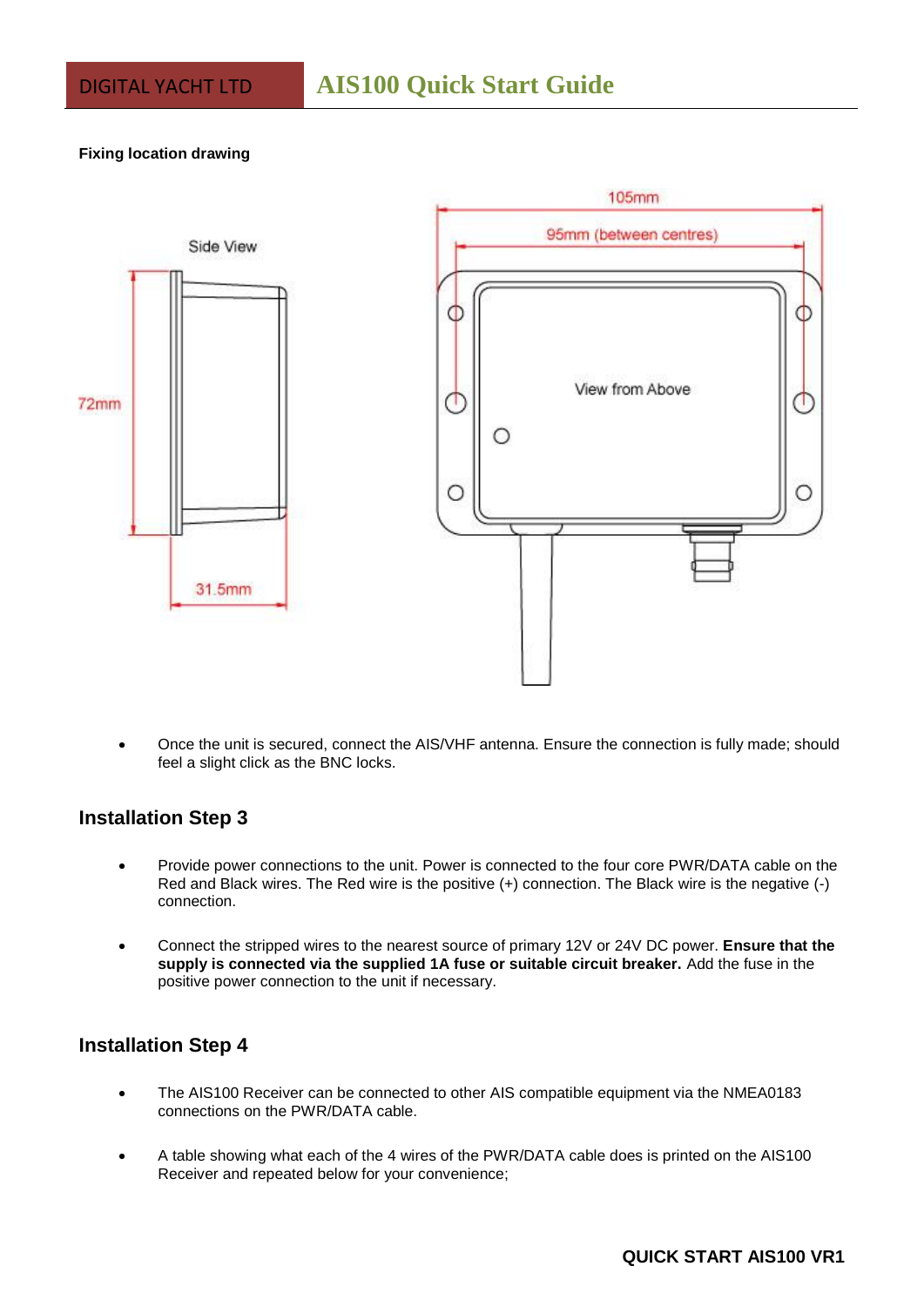**Fixing location drawing**

Side View

72mm

31.5mm

105mm

95mm (between centres)

View from Above

- Once the unit is secured, connect the AIS/VHF antenna. Ensure the connection is fully made; should feel a slight click as the BNC locks.

## Installation Step 3

- Provide power connections to the unit. Power is connected to the four core PWR/DATA cable on the Red and Black wires. The Red wire is the positive (+) connection. The Black wire is the negative (-) connection.

- Connect the stripped wires to the nearest source of primary 12V or 24V DC power. **Ensure that the supply is connected via the supplied 1A fuse or suitable circuit breaker.** Add the fuse in the positive power connection to the unit if necessary.

## Installation Step 4

- The AIS100 Receiver can be connected to other AIS compatible equipment via the NMEA0183 connections on the PWR/DATA cable.

- A table showing what each of the 4 wires of the PWR/DATA cable does is printed on the AIS100 Receiver and repeated below for your convenience;